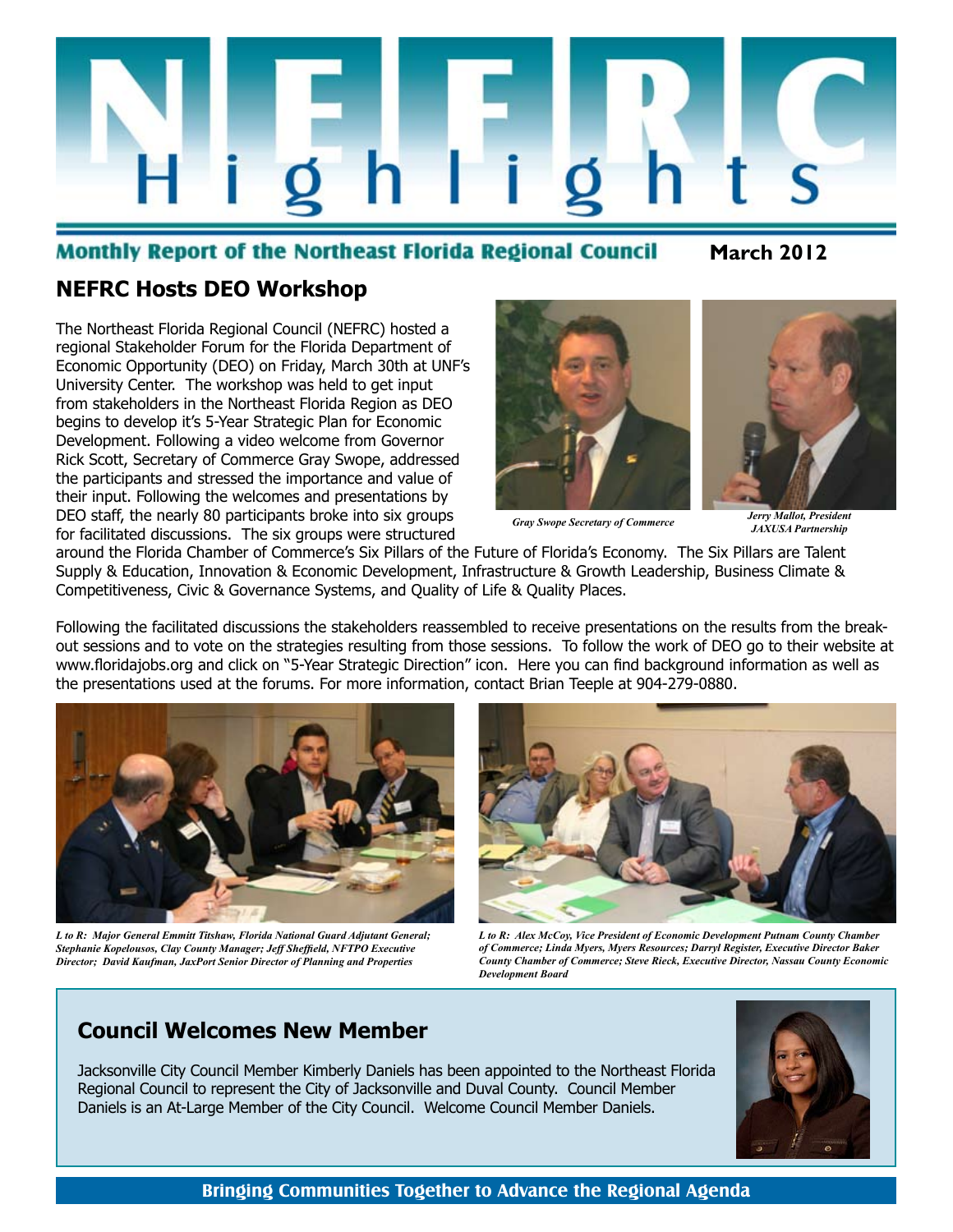# NEFRC Highlights

Monthly Report of the Northeast Florida Regional Council

March 2012

## NEFRC Hosts DEO Workshop

The Northeast Florida Regional Council (NEFRC) hosted a regional Stakeholder Forum for the Florida Department of Economic Opportunity (DEO) on Friday, March 30th at UNF's University Center. The workshop was held to get input from stakeholders in the Northeast Florida Region as DEO begins to develop it's 5-Year Strategic Plan for Economic Development. Following a video welcome from Governor Rick Scott, Secretary of Commerce Gray Swope, addressed the participants and stressed the importance and value of their input. Following the welcomes and presentations by DEO staff, the nearly 80 participants broke into six groups for facilitated discussions. The six groups were structured around the Florida Chamber of Commerce's Six Pillars of the Future of Florida's Economy. The Six Pillars are Talent Supply & Education, Innovation & Economic Development, Infrastructure & Growth Leadership, Business Climate & Competitiveness, Civic & Governance Systems, and Quality of Life & Quality Places.

*Gray Swope Secretary of Commerce*

*Jerry Mallot, President JAXUSA Partnership*

Following the facilitated discussions the stakeholders reassembled to receive presentations on the results from the break-out sessions and to vote on the strategies resulting from those sessions. To follow the work of DEO go to their website at www.floridajobs.org and click on "5-Year Strategic Direction" icon. Here you can find background information as well as the presentations used at the forums. For more information, contact Brian Teeple at 904-279-0880.

*L to R: Major General Emmitt Titshaw, Florida National Guard Adjutant General; Stephanie Kopelousos, Clay County Manager; Jeff Sheffield, NFTPO Executive Director; David Kaufman, JaxPort Senior Director of Planning and Properties*

*L to R: Alex McCoy, Vice President of Economic Development Putnam County Chamber of Commerce; Linda Myers, Myers Resources; Darryl Register, Executive Director Baker County Chamber of Commerce; Steve Rieck, Executive Director, Nassau County Economic Development Board*

## Council Welcomes New Member

Jacksonville City Council Member Kimberly Daniels has been appointed to the Northeast Florida Regional Council to represent the City of Jacksonville and Duval County. Council Member Daniels is an At-Large Member of the City Council. Welcome Council Member Daniels.

**Bringing Communities Together to Advance the Regional Agenda**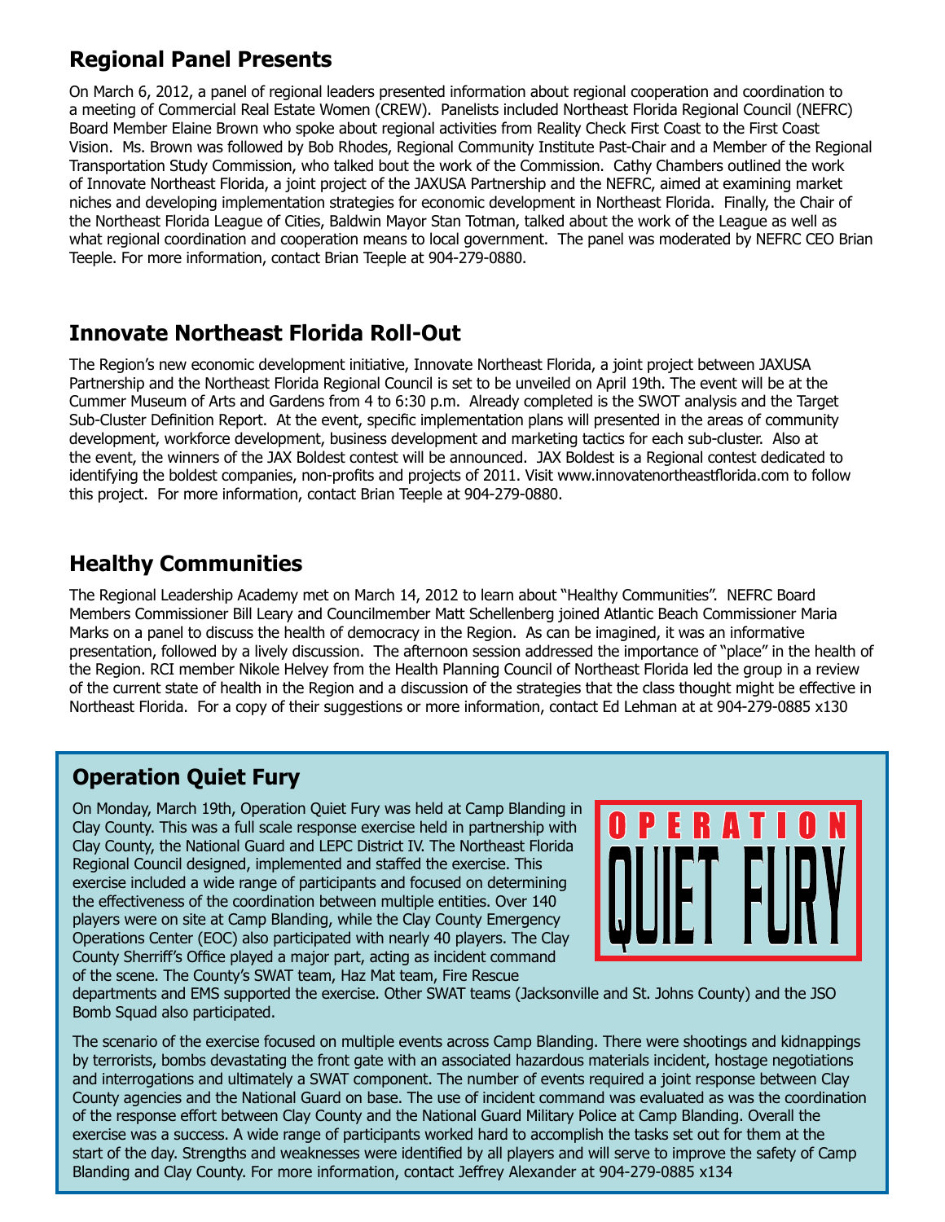## Regional Panel Presents

On March 6, 2012, a panel of regional leaders presented information about regional cooperation and coordination to a meeting of Commercial Real Estate Women (CREW). Panelists included Northeast Florida Regional Council (NEFRC) Board Member Elaine Brown who spoke about regional activities from Reality Check First Coast to the First Coast Vision. Ms. Brown was followed by Bob Rhodes, Regional Community Institute Past-Chair and a Member of the Regional Transportation Study Commission, who talked bout the work of the Commission. Cathy Chambers outlined the work of Innovate Northeast Florida, a joint project of the JAXUSA Partnership and the NEFRC, aimed at examining market niches and developing implementation strategies for economic development in Northeast Florida. Finally, the Chair of the Northeast Florida League of Cities, Baldwin Mayor Stan Totman, talked about the work of the League as well as what regional coordination and cooperation means to local government. The panel was moderated by NEFRC CEO Brian Teeple. For more information, contact Brian Teeple at 904-279-0880.

## Innovate Northeast Florida Roll-Out

The Region's new economic development initiative, Innovate Northeast Florida, a joint project between JAXUSA Partnership and the Northeast Florida Regional Council is set to be unveiled on April 19th. The event will be at the Cummer Museum of Arts and Gardens from 4 to 6:30 p.m. Already completed is the SWOT analysis and the Target Sub-Cluster Definition Report. At the event, specific implementation plans will presented in the areas of community development, workforce development, business development and marketing tactics for each sub-cluster. Also at the event, the winners of the JAX Boldest contest will be announced. JAX Boldest is a Regional contest dedicated to identifying the boldest companies, non-profits and projects of 2011. Visit www.innovatenortheastflorida.com to follow this project. For more information, contact Brian Teeple at 904-279-0880.

## Healthy Communities

The Regional Leadership Academy met on March 14, 2012 to learn about "Healthy Communities". NEFRC Board Members Commissioner Bill Leary and Councilmember Matt Schellenberg joined Atlantic Beach Commissioner Maria Marks on a panel to discuss the health of democracy in the Region. As can be imagined, it was an informative presentation, followed by a lively discussion. The afternoon session addressed the importance of "place" in the health of the Region. RCI member Nikole Helvey from the Health Planning Council of Northeast Florida led the group in a review of the current state of health in the Region and a discussion of the strategies that the class thought might be effective in Northeast Florida. For a copy of their suggestions or more information, contact Ed Lehman at at 904-279-0885 x130

## Operation Quiet Fury

OPERATION QUIET FURY

On Monday, March 19th, Operation Quiet Fury was held at Camp Blanding in Clay County. This was a full scale response exercise held in partnership with Clay County, the National Guard and LEPC District IV. The Northeast Florida Regional Council designed, implemented and staffed the exercise. This exercise included a wide range of participants and focused on determining the effectiveness of the coordination between multiple entities. Over 140 players were on site at Camp Blanding, while the Clay County Emergency Operations Center (EOC) also participated with nearly 40 players. The Clay County Sherriff's Office played a major part, acting as incident command of the scene. The County's SWAT team, Haz Mat team, Fire Rescue departments and EMS supported the exercise. Other SWAT teams (Jacksonville and St. Johns County) and the JSO Bomb Squad also participated.

The scenario of the exercise focused on multiple events across Camp Blanding. There were shootings and kidnappings by terrorists, bombs devastating the front gate with an associated hazardous materials incident, hostage negotiations and interrogations and ultimately a SWAT component. The number of events required a joint response between Clay County agencies and the National Guard on base. The use of incident command was evaluated as was the coordination of the response effort between Clay County and the National Guard Military Police at Camp Blanding. Overall the exercise was a success. A wide range of participants worked hard to accomplish the tasks set out for them at the start of the day. Strengths and weaknesses were identified by all players and will serve to improve the safety of Camp Blanding and Clay County. For more information, contact Jeffrey Alexander at 904-279-0885 x134